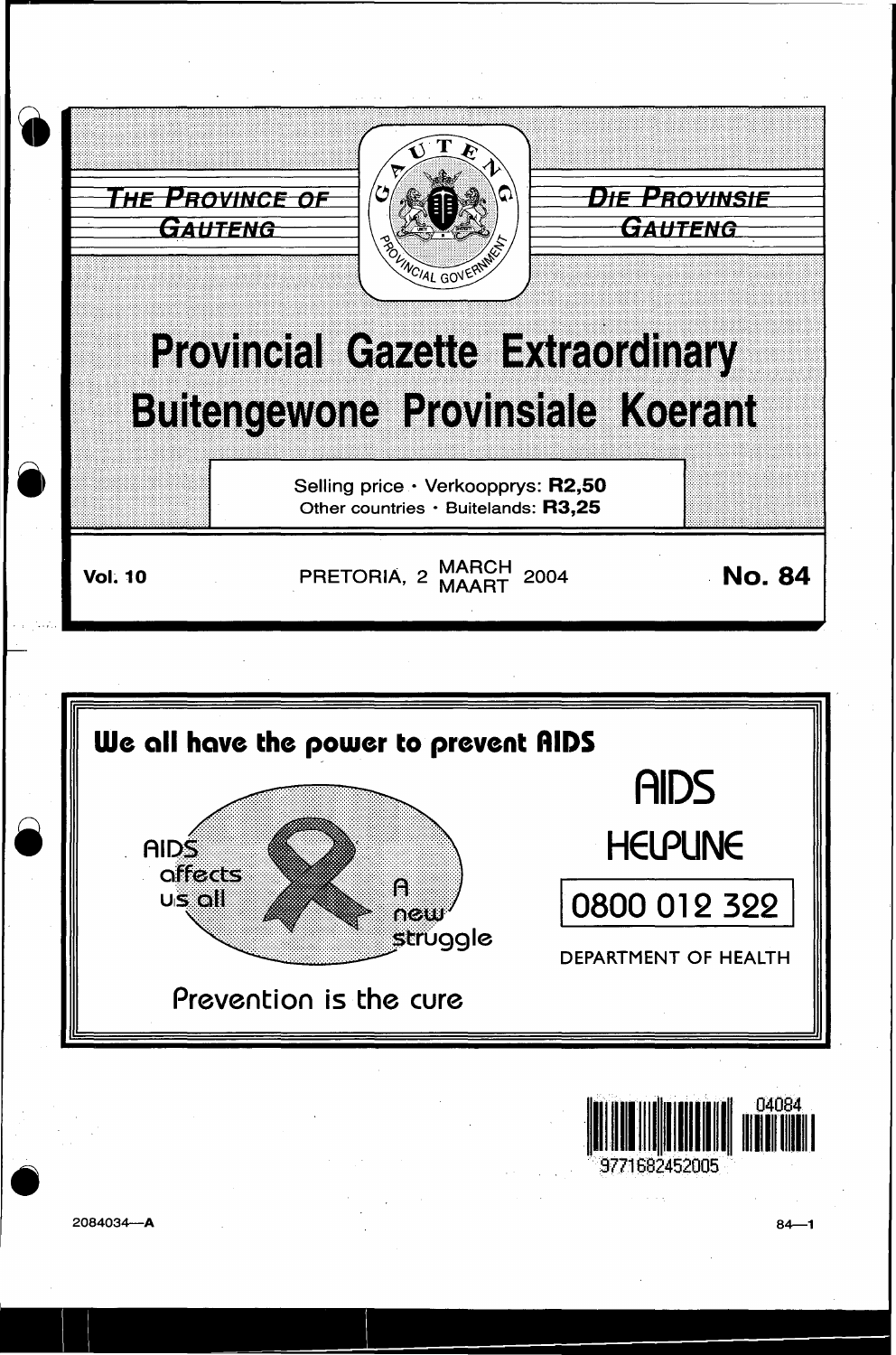THE PROVINCE OF GAUTENG

DIE PROVINSIE GAUTENG

# Provincial Gazette Extraordinary
# Buitengewone Provinsiale Koerant

Selling price · Verkoopprys: **R2,50**
Other countries · Buitelands: **R3,25**

**Vol. 10** PRETORIA, 2 MARCH MAART 2004 **No. 84**

**We all have the power to prevent AIDS**

AIDS affects us all

A new struggle

Prevention is the cure

AIDS HELPLINE

0800 012 322

DEPARTMENT OF HEALTH

2084034—A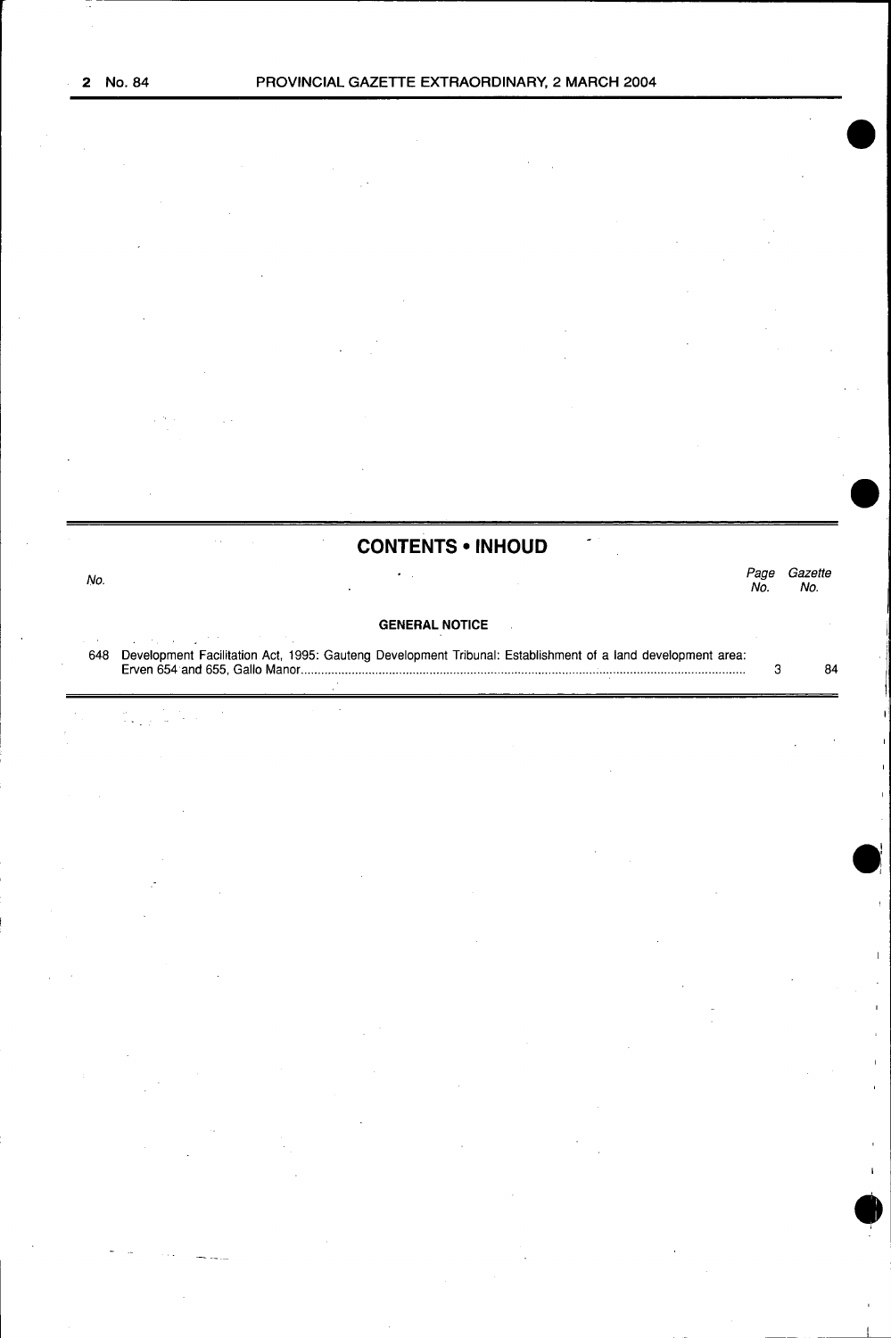## CONTENTS • INHOUD

| No. | | Page No. | Gazette No. |
|---|---|---|---|
| | **GENERAL NOTICE** | | |
| 648 | Development Facilitation Act, 1995: Gauteng Development Tribunal: Establishment of a land development area: Erven 654 and 655, Gallo Manor | 3 | 84 |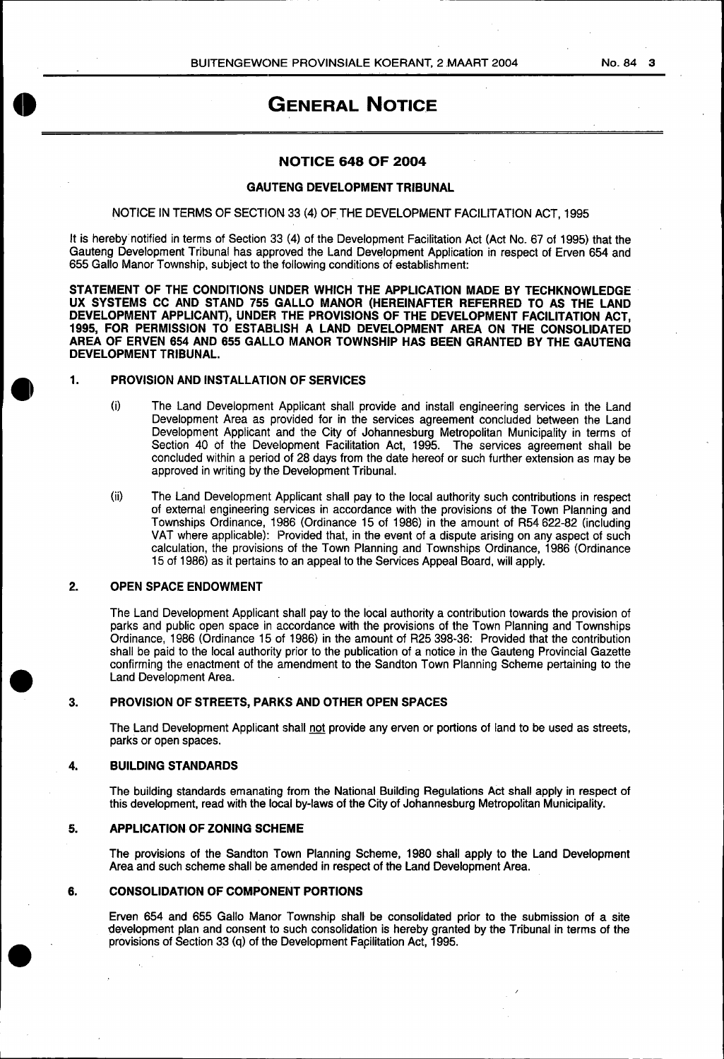# GENERAL NOTICE

## NOTICE 648 OF 2004

### GAUTENG DEVELOPMENT TRIBUNAL

NOTICE IN TERMS OF SECTION 33 (4) OF THE DEVELOPMENT FACILITATION ACT, 1995

It is hereby notified in terms of Section 33 (4) of the Development Facilitation Act (Act No. 67 of 1995) that the Gauteng Development Tribunal has approved the Land Development Application in respect of Erven 654 and 655 Gallo Manor Township, subject to the following conditions of establishment:

**STATEMENT OF THE CONDITIONS UNDER WHICH THE APPLICATION MADE BY TECHKNOWLEDGE UX SYSTEMS CC AND STAND 755 GALLO MANOR (HEREINAFTER REFERRED TO AS THE LAND DEVELOPMENT APPLICANT), UNDER THE PROVISIONS OF THE DEVELOPMENT FACILITATION ACT, 1995, FOR PERMISSION TO ESTABLISH A LAND DEVELOPMENT AREA ON THE CONSOLIDATED AREA OF ERVEN 654 AND 655 GALLO MANOR TOWNSHIP HAS BEEN GRANTED BY THE GAUTENG DEVELOPMENT TRIBUNAL.**

**1. PROVISION AND INSTALLATION OF SERVICES**

(i) The Land Development Applicant shall provide and install engineering services in the Land Development Area as provided for in the services agreement concluded between the Land Development Applicant and the City of Johannesburg Metropolitan Municipality in terms of Section 40 of the Development Facilitation Act, 1995. The services agreement shall be concluded within a period of 28 days from the date hereof or such further extension as may be approved in writing by the Development Tribunal.

(ii) The Land Development Applicant shall pay to the local authority such contributions in respect of external engineering services in accordance with the provisions of the Town Planning and Townships Ordinance, 1986 (Ordinance 15 of 1986) in the amount of R54 622-82 (including VAT where applicable): Provided that, in the event of a dispute arising on any aspect of such calculation, the provisions of the Town Planning and Townships Ordinance, 1986 (Ordinance 15 of 1986) as it pertains to an appeal to the Services Appeal Board, will apply.

**2. OPEN SPACE ENDOWMENT**

The Land Development Applicant shall pay to the local authority a contribution towards the provision of parks and public open space in accordance with the provisions of the Town Planning and Townships Ordinance, 1986 (Ordinance 15 of 1986) in the amount of R25 398-36: Provided that the contribution shall be paid to the local authority prior to the publication of a notice in the Gauteng Provincial Gazette confirming the enactment of the amendment to the Sandton Town Planning Scheme pertaining to the Land Development Area.

**3. PROVISION OF STREETS, PARKS AND OTHER OPEN SPACES**

The Land Development Applicant shall not provide any erven or portions of land to be used as streets, parks or open spaces.

**4. BUILDING STANDARDS**

The building standards emanating from the National Building Regulations Act shall apply in respect of this development, read with the local by-laws of the City of Johannesburg Metropolitan Municipality.

**5. APPLICATION OF ZONING SCHEME**

The provisions of the Sandton Town Planning Scheme, 1980 shall apply to the Land Development Area and such scheme shall be amended in respect of the Land Development Area.

**6. CONSOLIDATION OF COMPONENT PORTIONS**

Erven 654 and 655 Gallo Manor Township shall be consolidated prior to the submission of a site development plan and consent to such consolidation is hereby granted by the Tribunal in terms of the provisions of Section 33 (q) of the Development Facilitation Act, 1995.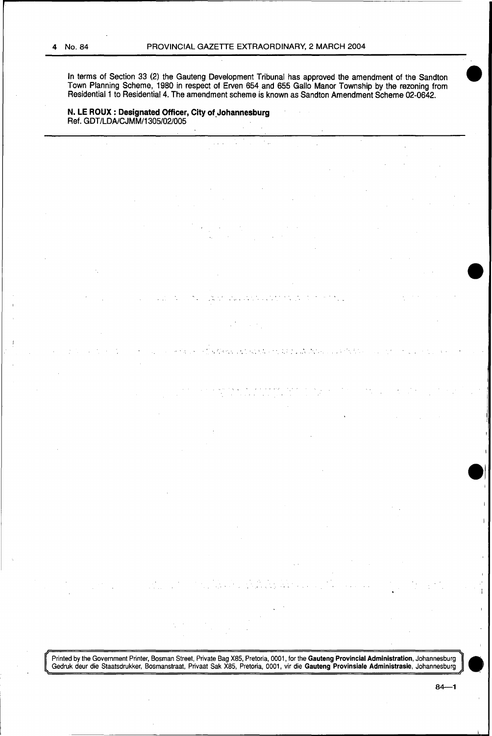In terms of Section 33 (2) the Gauteng Development Tribunal has approved the amendment of the Sandton Town Planning Scheme, 1980 in respect of Erven 654 and 655 Gallo Manor Township by the rezoning from Residential 1 to Residential 4. The amendment scheme is known as Sandton Amendment Scheme 02-0642.

**N. LE ROUX : Designated Officer, City of Johannesburg**
Ref. GDT/LDA/CJMM/1305/02/005

Printed by the Government Printer, Bosman Street, Private Bag X85, Pretoria, 0001, for the **Gauteng Provincial Administration**, Johannesburg
Gedruk deur die Staatsdrukker, Bosmanstraat, Privaat Sak X85, Pretoria, 0001, vir die **Gauteng Provinsiale Administrasie**, Johannesburg

84—1